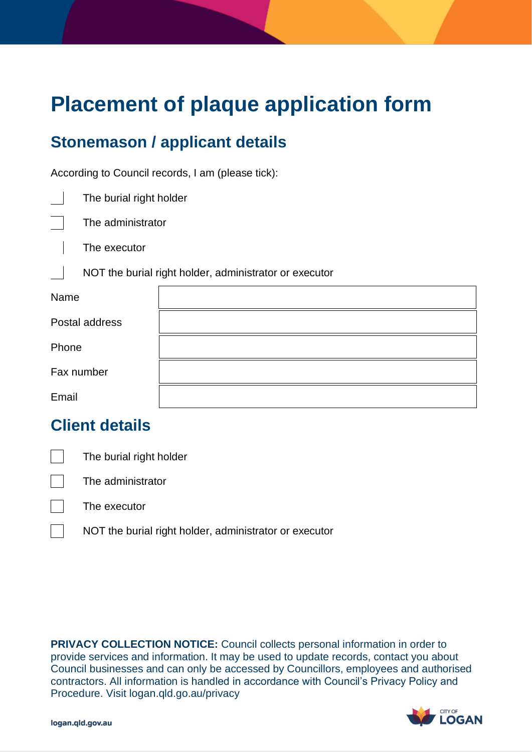# Placement of plaque application form

## Stonemason / applicant details

According to Council records, I am (please tick):

- [ ] The burial right holder
- [ ] The administrator
- [ ] The executor
- [ ] NOT the burial right holder, administrator or executor

| Name | |
|---|---|
| Postal address | |
| Phone | |
| Fax number | |
| Email | |

## Client details

- [ ] The burial right holder
- [ ] The administrator
- [ ] The executor
- [ ] NOT the burial right holder, administrator or executor

**PRIVACY COLLECTION NOTICE:** Council collects personal information in order to provide services and information. It may be used to update records, contact you about Council businesses and can only be accessed by Councillors, employees and authorised contractors. All information is handled in accordance with Council's Privacy Policy and Procedure. Visit logan.qld.go.au/privacy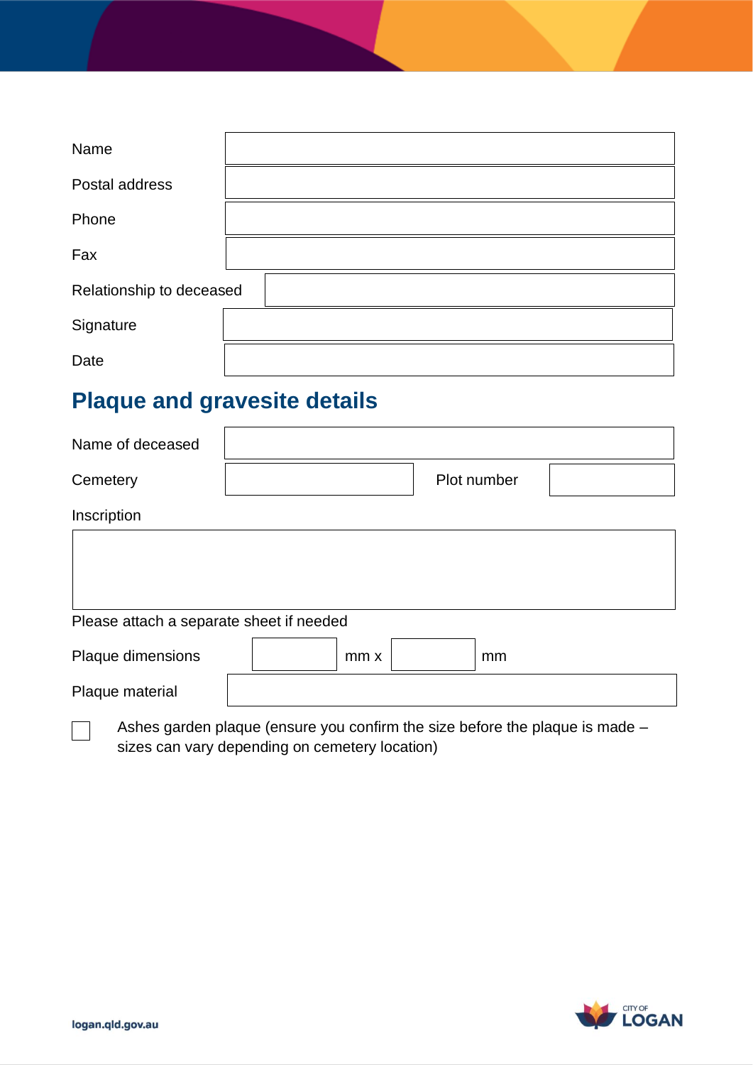| | |
|---|---|
| Name | |
| Postal address | |
| Phone | |
| Fax | |
| Relationship to deceased | |
| Signature | |
| Date | |

## Plaque and gravesite details

| | | | |
|---|---|---|---|
| Name of deceased | | | |
| Cemetery | | Plot number | |

Inscription

| |
|---|
| |

Please attach a separate sheet if needed

Plaque dimensions ______ mm x ______ mm

Plaque material

☐ Ashes garden plaque (ensure you confirm the size before the plaque is made – sizes can vary depending on cemetery location)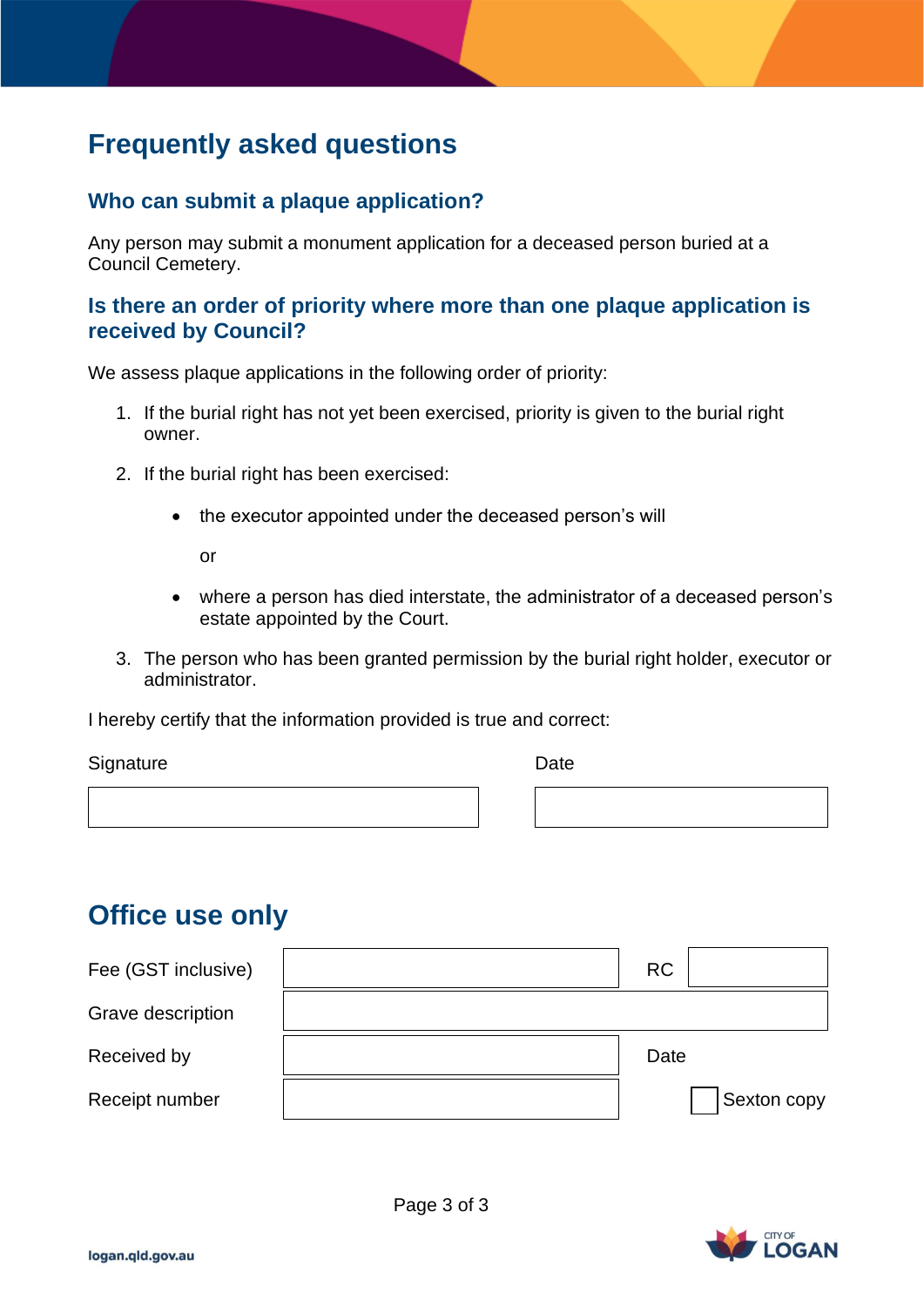# Frequently asked questions

## Who can submit a plaque application?

Any person may submit a monument application for a deceased person buried at a Council Cemetery.

## Is there an order of priority where more than one plaque application is received by Council?

We assess plaque applications in the following order of priority:

1. If the burial right has not yet been exercised, priority is given to the burial right owner.

2. If the burial right has been exercised:

    - the executor appointed under the deceased person's will

      or

    - where a person has died interstate, the administrator of a deceased person's estate appointed by the Court.

3. The person who has been granted permission by the burial right holder, executor or administrator.

I hereby certify that the information provided is true and correct:

| Signature | Date |
|---|---|
| | |

# Office use only

| | | | |
|---|---|---|---|
| Fee (GST inclusive) | | RC | |
| Grave description | | | |
| Received by | | Date | |
| Receipt number | | | ☐ Sexton copy |

logan.qld.gov.au